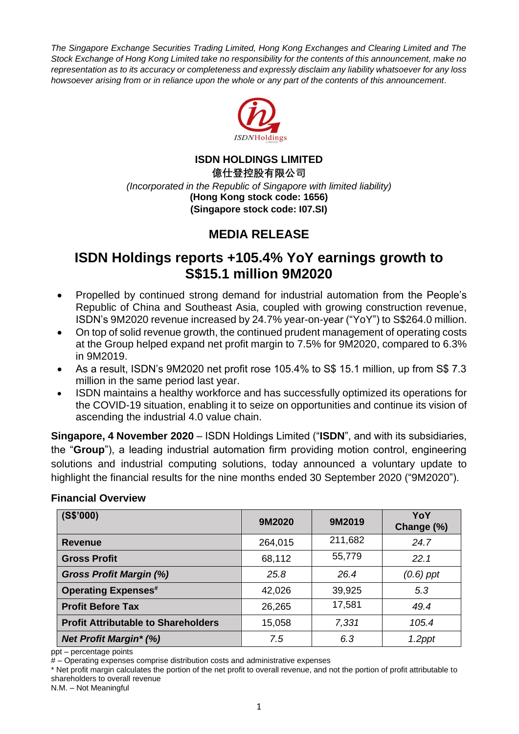*The Singapore Exchange Securities Trading Limited, Hong Kong Exchanges and Clearing Limited and The Stock Exchange of Hong Kong Limited take no responsibility for the contents of this announcement, make no representation as to its accuracy or completeness and expressly disclaim any liability whatsoever for any loss howsoever arising from or in reliance upon the whole or any part of the contents of this announcement.*

**ISDN HOLDINGS LIMITED**
**億仕登控股有限公司**
*(Incorporated in the Republic of Singapore with limited liability)*
**(Hong Kong stock code: 1656)**
**(Singapore stock code: I07.SI)**

## MEDIA RELEASE

# ISDN Holdings reports +105.4% YoY earnings growth to S$15.1 million 9M2020

- Propelled by continued strong demand for industrial automation from the People's Republic of China and Southeast Asia, coupled with growing construction revenue, ISDN's 9M2020 revenue increased by 24.7% year-on-year ("YoY") to S$264.0 million.
- On top of solid revenue growth, the continued prudent management of operating costs at the Group helped expand net profit margin to 7.5% for 9M2020, compared to 6.3% in 9M2019.
- As a result, ISDN's 9M2020 net profit rose 105.4% to S$ 15.1 million, up from S$ 7.3 million in the same period last year.
- ISDN maintains a healthy workforce and has successfully optimized its operations for the COVID-19 situation, enabling it to seize on opportunities and continue its vision of ascending the industrial 4.0 value chain.

**Singapore, 4 November 2020** – ISDN Holdings Limited ("**ISDN**", and with its subsidiaries, the "**Group**"), a leading industrial automation firm providing motion control, engineering solutions and industrial computing solutions, today announced a voluntary update to highlight the financial results for the nine months ended 30 September 2020 ("9M2020").

### Financial Overview

| (S$'000) | 9M2020 | 9M2019 | YoY Change (%) |
|---|---|---|---|
| **Revenue** | 264,015 | 211,682 | *24.7* |
| **Gross Profit** | 68,112 | 55,779 | *22.1* |
| ***Gross Profit Margin (%)*** | *25.8* | *26.4* | *(0.6) ppt* |
| **Operating Expenses#** | 42,026 | 39,925 | 5.3 |
| **Profit Before Tax** | 26,265 | 17,581 | *49.4* |
| **Profit Attributable to Shareholders** | 15,058 | *7,331* | 105.4 |
| ***Net Profit Margin* (%)*** | *7.5* | *6.3* | *1.2ppt* |

ppt – percentage points
# – Operating expenses comprise distribution costs and administrative expenses
* Net profit margin calculates the portion of the net profit to overall revenue, and not the portion of profit attributable to shareholders to overall revenue
N.M. – Not Meaningful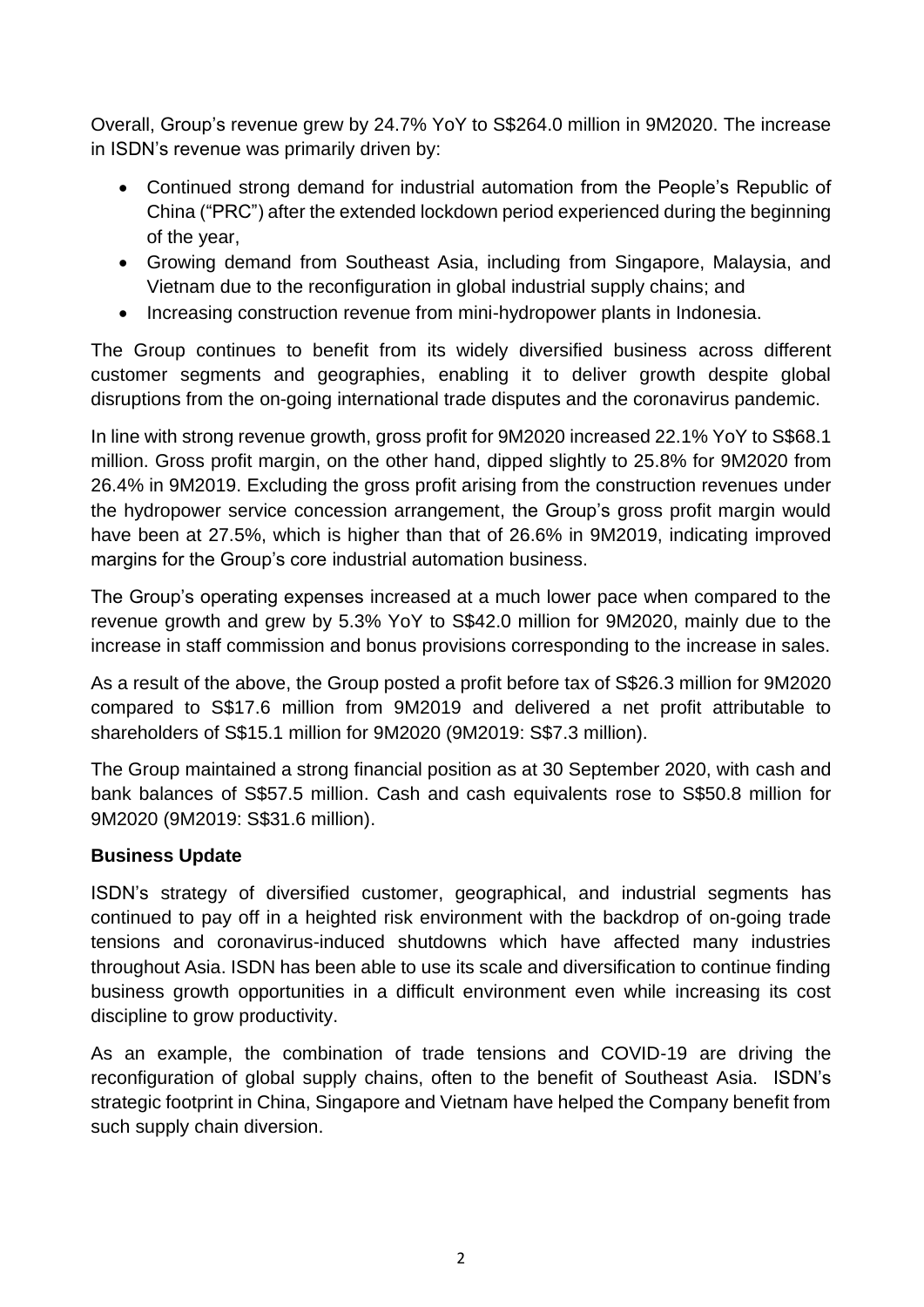Overall, Group's revenue grew by 24.7% YoY to S$264.0 million in 9M2020. The increase in ISDN's revenue was primarily driven by:

- Continued strong demand for industrial automation from the People's Republic of China ("PRC") after the extended lockdown period experienced during the beginning of the year,
- Growing demand from Southeast Asia, including from Singapore, Malaysia, and Vietnam due to the reconfiguration in global industrial supply chains; and
- Increasing construction revenue from mini-hydropower plants in Indonesia.

The Group continues to benefit from its widely diversified business across different customer segments and geographies, enabling it to deliver growth despite global disruptions from the on-going international trade disputes and the coronavirus pandemic.

In line with strong revenue growth, gross profit for 9M2020 increased 22.1% YoY to S$68.1 million. Gross profit margin, on the other hand, dipped slightly to 25.8% for 9M2020 from 26.4% in 9M2019. Excluding the gross profit arising from the construction revenues under the hydropower service concession arrangement, the Group's gross profit margin would have been at 27.5%, which is higher than that of 26.6% in 9M2019, indicating improved margins for the Group's core industrial automation business.

The Group's operating expenses increased at a much lower pace when compared to the revenue growth and grew by 5.3% YoY to S$42.0 million for 9M2020, mainly due to the increase in staff commission and bonus provisions corresponding to the increase in sales.

As a result of the above, the Group posted a profit before tax of S$26.3 million for 9M2020 compared to S$17.6 million from 9M2019 and delivered a net profit attributable to shareholders of S$15.1 million for 9M2020 (9M2019: S$7.3 million).

The Group maintained a strong financial position as at 30 September 2020, with cash and bank balances of S$57.5 million. Cash and cash equivalents rose to S$50.8 million for 9M2020 (9M2019: S$31.6 million).

**Business Update**

ISDN's strategy of diversified customer, geographical, and industrial segments has continued to pay off in a heighted risk environment with the backdrop of on-going trade tensions and coronavirus-induced shutdowns which have affected many industries throughout Asia. ISDN has been able to use its scale and diversification to continue finding business growth opportunities in a difficult environment even while increasing its cost discipline to grow productivity.

As an example, the combination of trade tensions and COVID-19 are driving the reconfiguration of global supply chains, often to the benefit of Southeast Asia. ISDN's strategic footprint in China, Singapore and Vietnam have helped the Company benefit from such supply chain diversion.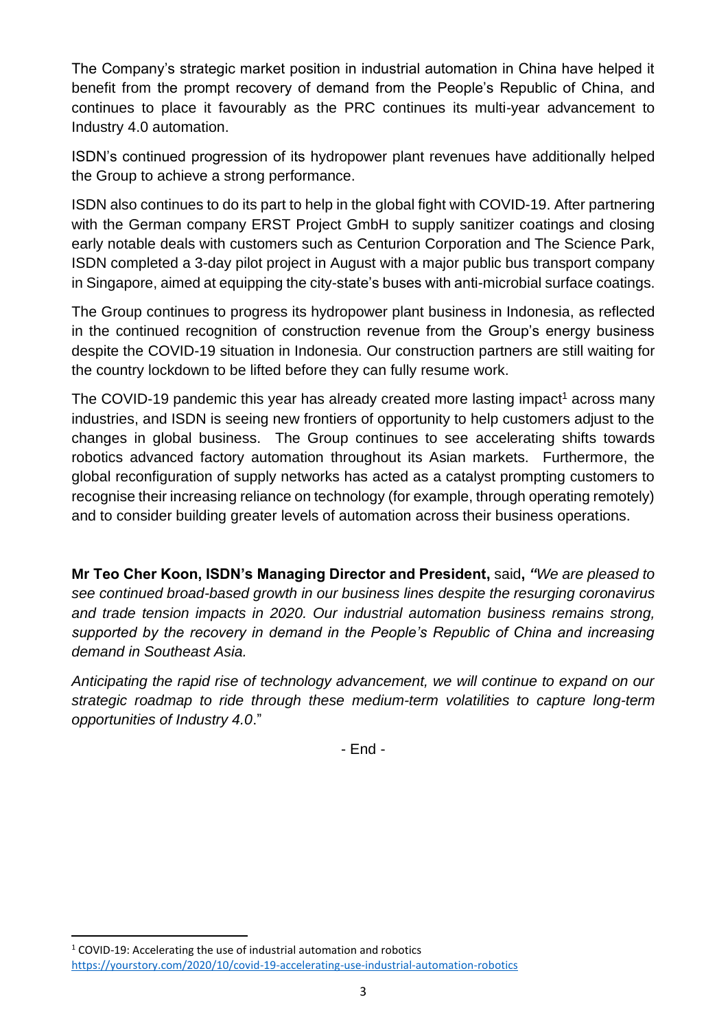The Company's strategic market position in industrial automation in China have helped it benefit from the prompt recovery of demand from the People's Republic of China, and continues to place it favourably as the PRC continues its multi-year advancement to Industry 4.0 automation.

ISDN's continued progression of its hydropower plant revenues have additionally helped the Group to achieve a strong performance.

ISDN also continues to do its part to help in the global fight with COVID-19. After partnering with the German company ERST Project GmbH to supply sanitizer coatings and closing early notable deals with customers such as Centurion Corporation and The Science Park, ISDN completed a 3-day pilot project in August with a major public bus transport company in Singapore, aimed at equipping the city-state's buses with anti-microbial surface coatings.

The Group continues to progress its hydropower plant business in Indonesia, as reflected in the continued recognition of construction revenue from the Group's energy business despite the COVID-19 situation in Indonesia. Our construction partners are still waiting for the country lockdown to be lifted before they can fully resume work.

The COVID-19 pandemic this year has already created more lasting impact[1] across many industries, and ISDN is seeing new frontiers of opportunity to help customers adjust to the changes in global business. The Group continues to see accelerating shifts towards robotics advanced factory automation throughout its Asian markets. Furthermore, the global reconfiguration of supply networks has acted as a catalyst prompting customers to recognise their increasing reliance on technology (for example, through operating remotely) and to consider building greater levels of automation across their business operations.

**Mr Teo Cher Koon, ISDN's Managing Director and President,** said, *"We are pleased to see continued broad-based growth in our business lines despite the resurging coronavirus and trade tension impacts in 2020. Our industrial automation business remains strong, supported by the recovery in demand in the People's Republic of China and increasing demand in Southeast Asia.*

*Anticipating the rapid rise of technology advancement, we will continue to expand on our strategic roadmap to ride through these medium-term volatilities to capture long-term opportunities of Industry 4.0*."

- End -

[1] COVID-19: Accelerating the use of industrial automation and robotics
https://yourstory.com/2020/10/covid-19-accelerating-use-industrial-automation-robotics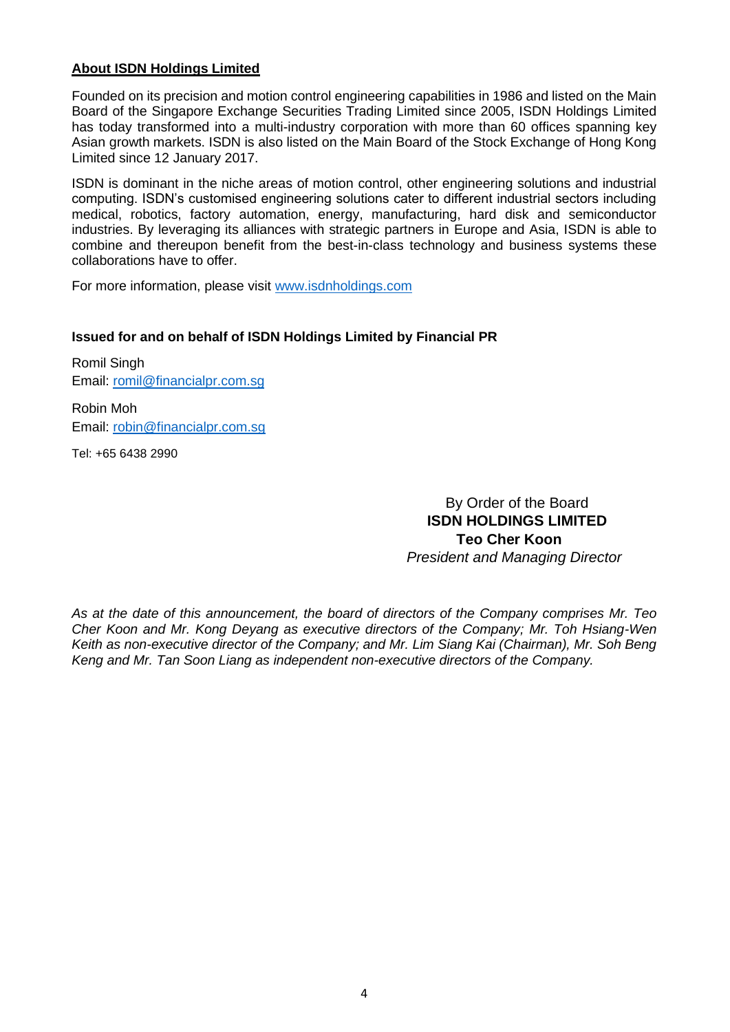**About ISDN Holdings Limited**

Founded on its precision and motion control engineering capabilities in 1986 and listed on the Main Board of the Singapore Exchange Securities Trading Limited since 2005, ISDN Holdings Limited has today transformed into a multi-industry corporation with more than 60 offices spanning key Asian growth markets. ISDN is also listed on the Main Board of the Stock Exchange of Hong Kong Limited since 12 January 2017.

ISDN is dominant in the niche areas of motion control, other engineering solutions and industrial computing. ISDN's customised engineering solutions cater to different industrial sectors including medical, robotics, factory automation, energy, manufacturing, hard disk and semiconductor industries. By leveraging its alliances with strategic partners in Europe and Asia, ISDN is able to combine and thereupon benefit from the best-in-class technology and business systems these collaborations have to offer.

For more information, please visit www.isdnholdings.com

**Issued for and on behalf of ISDN Holdings Limited by Financial PR**

Romil Singh
Email: romil@financialpr.com.sg

Robin Moh
Email: robin@financialpr.com.sg

Tel: +65 6438 2990

By Order of the Board
**ISDN HOLDINGS LIMITED**
**Teo Cher Koon**
*President and Managing Director*

*As at the date of this announcement, the board of directors of the Company comprises Mr. Teo Cher Koon and Mr. Kong Deyang as executive directors of the Company; Mr. Toh Hsiang-Wen Keith as non-executive director of the Company; and Mr. Lim Siang Kai (Chairman), Mr. Soh Beng Keng and Mr. Tan Soon Liang as independent non-executive directors of the Company.*